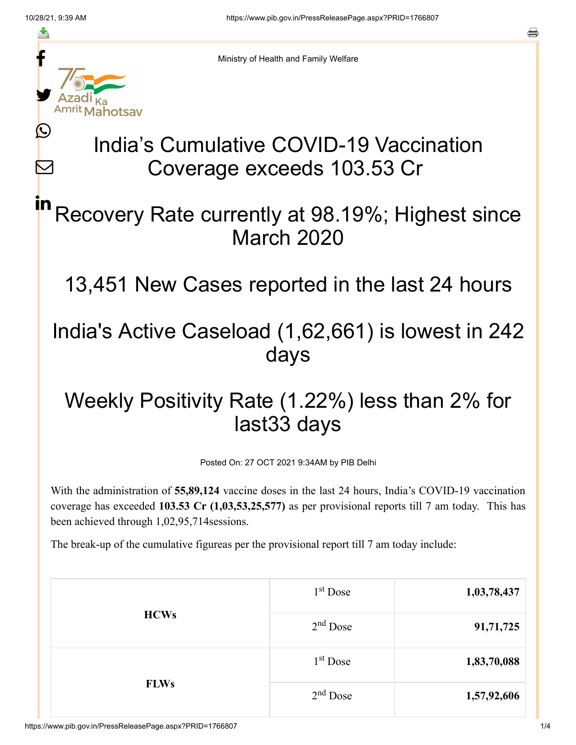Ministry of Health and Family Welfare

# India's Cumulative COVID-19 Vaccination Coverage exceeds 103.53 Cr

## Recovery Rate currently at 98.19%; Highest since March 2020

## 13,451 New Cases reported in the last 24 hours

## India's Active Caseload (1,62,661) is lowest in 242 days

## Weekly Positivity Rate (1.22%) less than 2% for last33 days

Posted On: 27 OCT 2021 9:34AM by PIB Delhi

With the administration of **55,89,124** vaccine doses in the last 24 hours, India's COVID-19 vaccination coverage has exceeded **103.53 Cr (1,03,53,25,577)** as per provisional reports till 7 am today. This has been achieved through 1,02,95,714sessions.

The break-up of the cumulative figureas per the provisional report till 7 am today include:

| | | |
|---|---|---|
| **HCWs** | 1st Dose | **1,03,78,437** |
| | 2nd Dose | **91,71,725** |
| **FLWs** | 1st Dose | **1,83,70,088** |
| | 2nd Dose | **1,57,92,606** |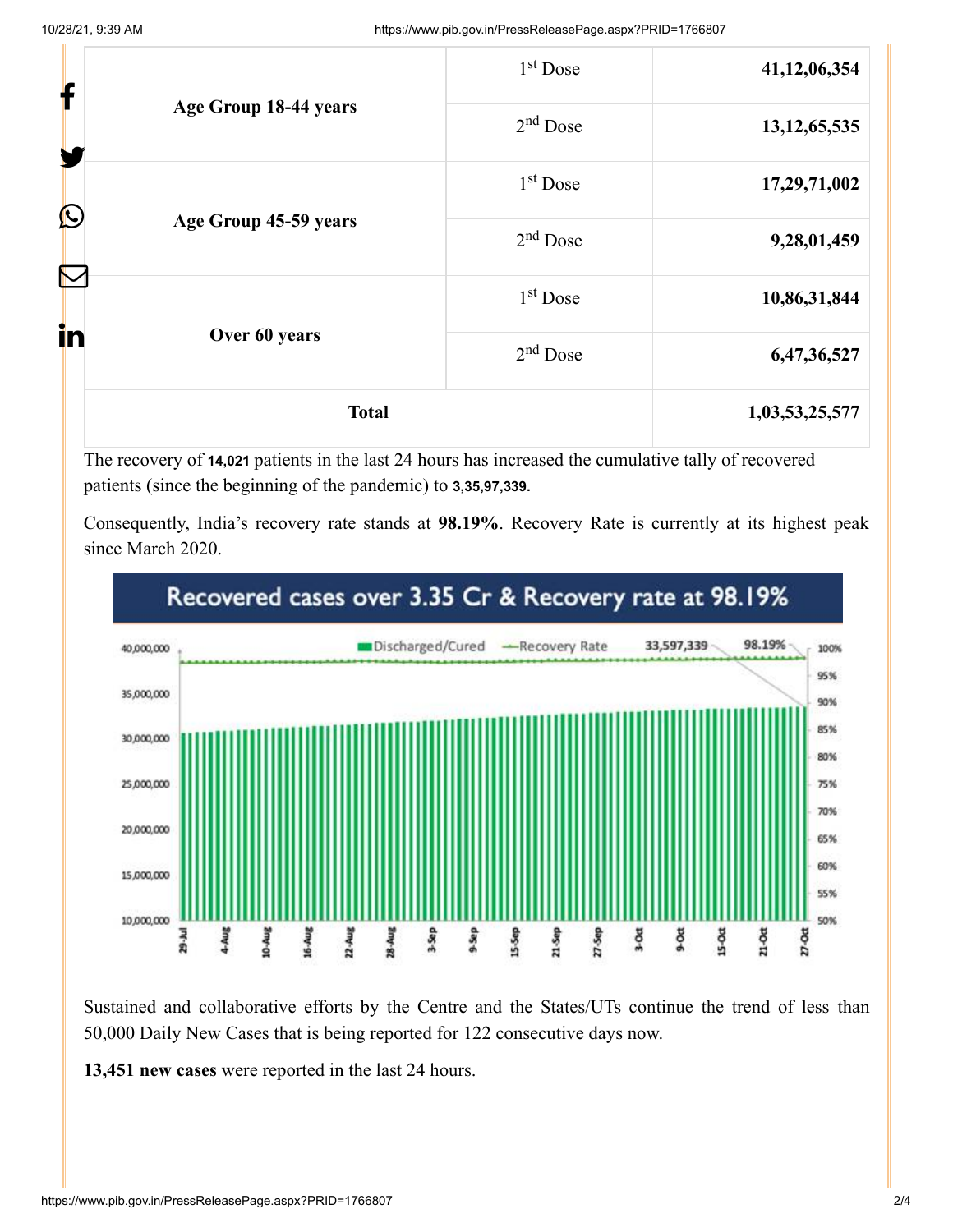| | | |
|---|---|---|
| Age Group 18-44 years | 1st Dose | **41,12,06,354** |
| | 2nd Dose | **13,12,65,535** |
| Age Group 45-59 years | 1st Dose | **17,29,71,002** |
| | 2nd Dose | **9,28,01,459** |
| Over 60 years | 1st Dose | **10,86,31,844** |
| | 2nd Dose | **6,47,36,527** |
| **Total** | | **1,03,53,25,577** |

The recovery of **14,021** patients in the last 24 hours has increased the cumulative tally of recovered patients (since the beginning of the pandemic) to **3,35,97,339.**

Consequently, India's recovery rate stands at **98.19%**. Recovery Rate is currently at its highest peak since March 2020.

Recovered cases over 3.35 Cr & Recovery rate at 98.19%

Discharged/Cured
Recovery Rate
33,597,339
98.19%

40,000,000
35,000,000
30,000,000
25,000,000
20,000,000
15,000,000
10,000,000

100%
95%
90%
85%
80%
75%
70%
65%
60%
55%
50%

29-Jul
4-Aug
10-Aug
16-Aug
22-Aug
28-Aug
3-Sep
9-Sep
15-Sep
21-Sep
27-Sep
3-Oct
9-Oct
15-Oct
21-Oct
27-Oct

Sustained and collaborative efforts by the Centre and the States/UTs continue the trend of less than 50,000 Daily New Cases that is being reported for 122 consecutive days now.

**13,451 new cases** were reported in the last 24 hours.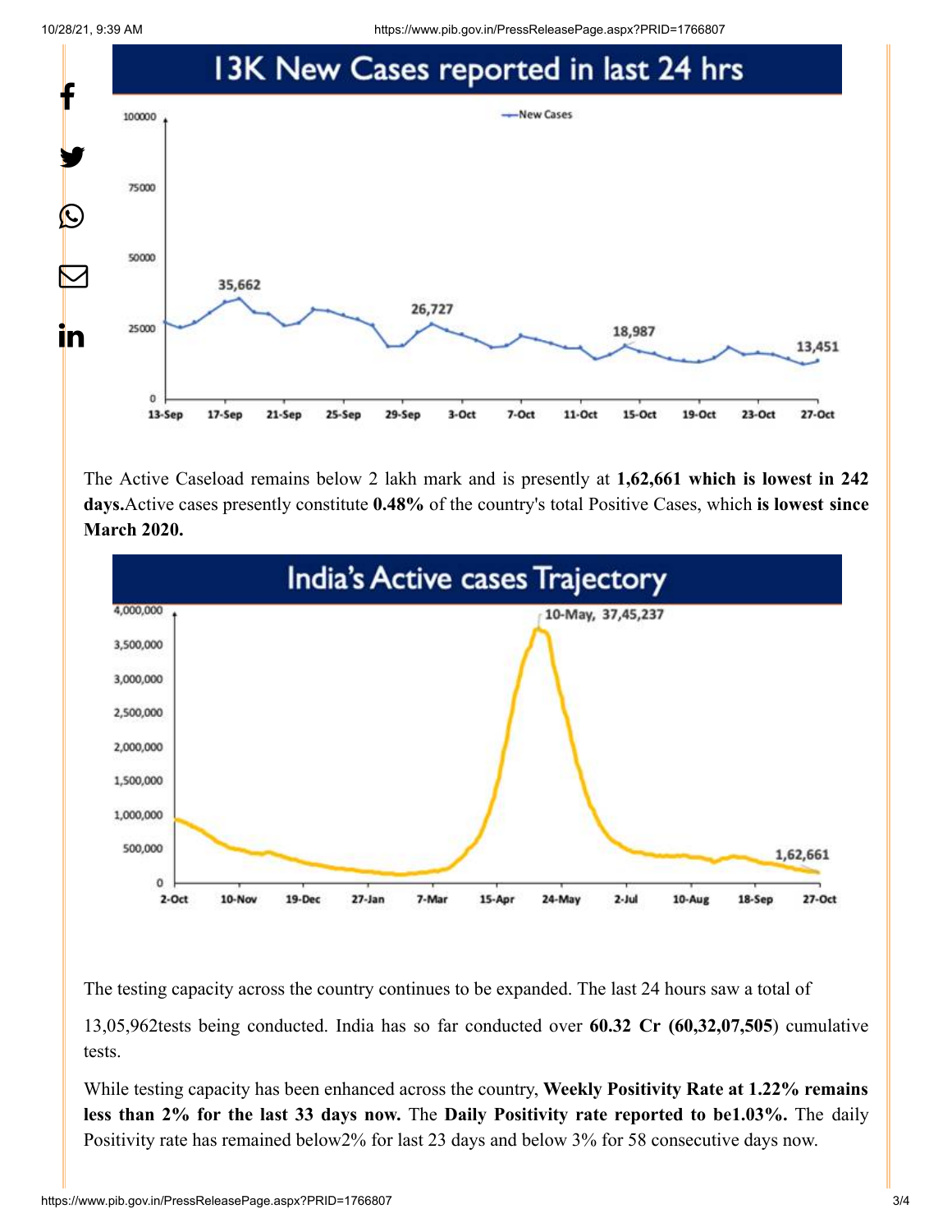## 13K New Cases reported in last 24 hrs

New Cases

100000
75000
50000
25000
0

35,662
26,727
18,987
13,451

13-Sep 17-Sep 21-Sep 25-Sep 29-Sep 3-Oct 7-Oct 11-Oct 15-Oct 19-Oct 23-Oct 27-Oct

The Active Caseload remains below 2 lakh mark and is presently at **1,62,661 which is lowest in 242 days.** Active cases presently constitute **0.48%** of the country's total Positive Cases, which **is lowest since March 2020.**

## India's Active cases Trajectory

4,000,000
3,500,000
3,000,000
2,500,000
2,000,000
1,500,000
1,000,000
500,000
0

10-May, 37,45,237
1,62,661

2-Oct 10-Nov 19-Dec 27-Jan 7-Mar 15-Apr 24-May 2-Jul 10-Aug 18-Sep 27-Oct

The testing capacity across the country continues to be expanded. The last 24 hours saw a total of 13,05,962tests being conducted. India has so far conducted over **60.32 Cr (60,32,07,505**) cumulative tests.

While testing capacity has been enhanced across the country, **Weekly Positivity Rate at 1.22% remains less than 2% for the last 33 days now.** The **Daily Positivity rate reported to be1.03%.** The daily Positivity rate has remained below2% for last 23 days and below 3% for 58 consecutive days now.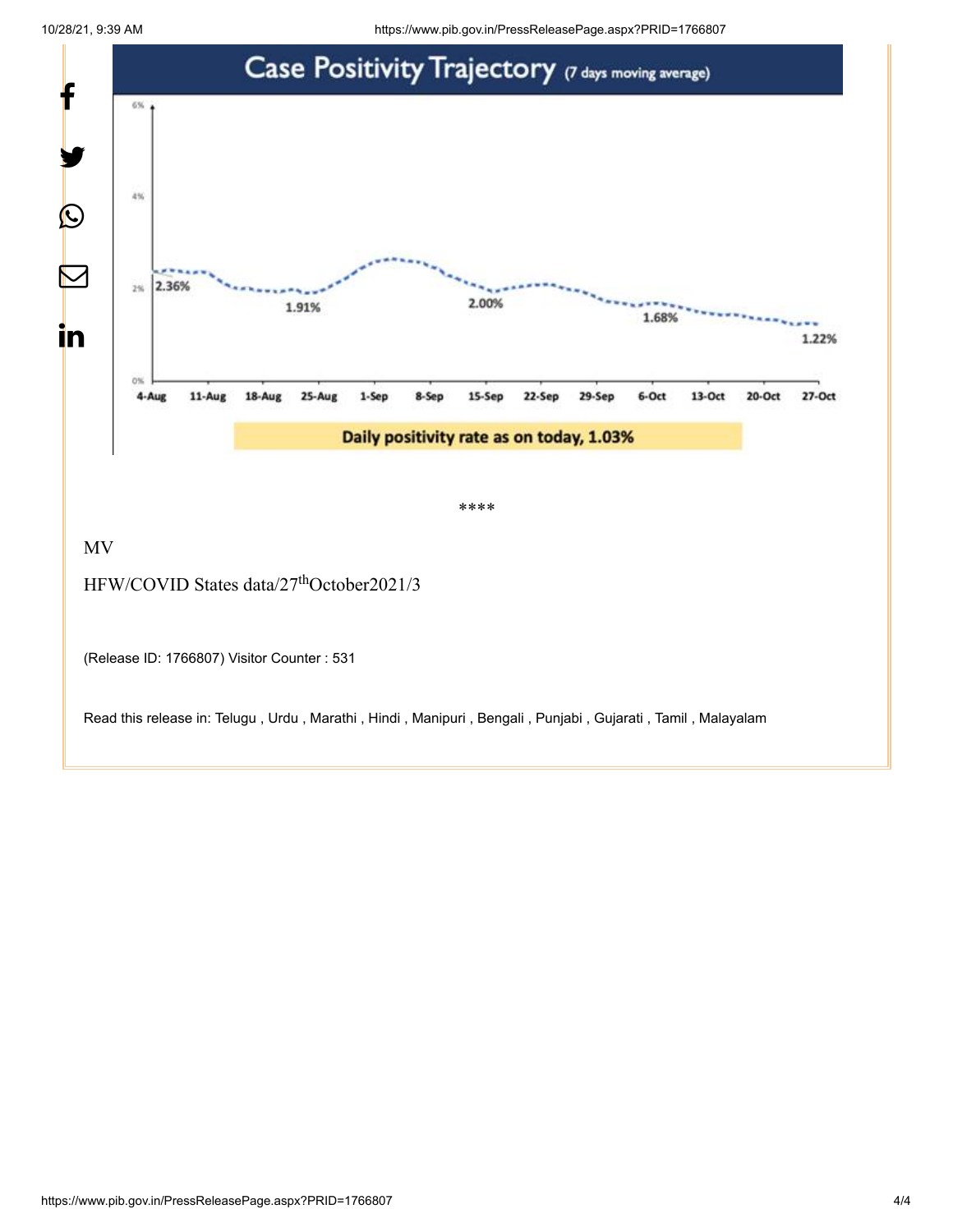Case Positivity Trajectory (7 days moving average)

6%

4%

2%

0%

2.36%

1.91%

2.00%

1.68%

1.22%

4-Aug 11-Aug 18-Aug 25-Aug 1-Sep 8-Sep 15-Sep 22-Sep 29-Sep 6-Oct 13-Oct 20-Oct 27-Oct

Daily positivity rate as on today, 1.03%

\*\*\*\*

MV

HFW/COVID States data/27thOctober2021/3

(Release ID: 1766807) Visitor Counter : 531

Read this release in: Telugu , Urdu , Marathi , Hindi , Manipuri , Bengali , Punjabi , Gujarati , Tamil , Malayalam